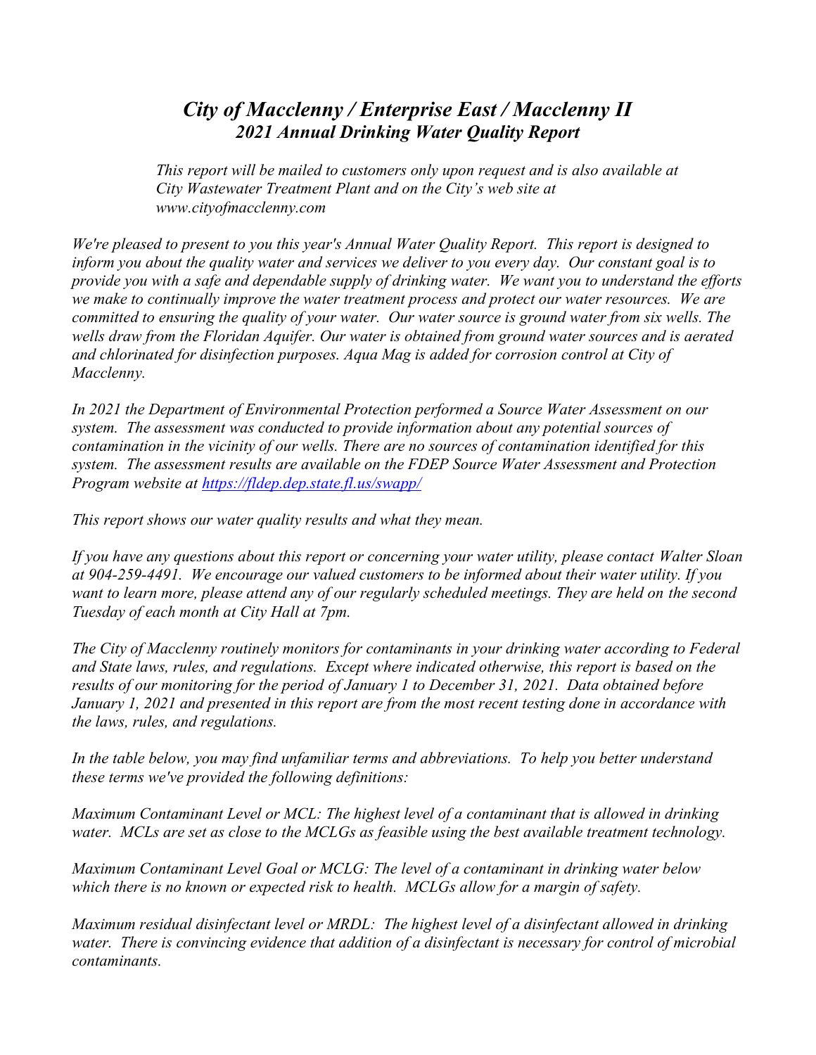# *City of Macclenny / Enterprise East / Macclenny II*

## *2021 Annual Drinking Water Quality Report*

*This report will be mailed to customers only upon request and is also available at City Wastewater Treatment Plant and on the City's web site at www.cityofmacclenny.com*

*We're pleased to present to you this year's Annual Water Quality Report. This report is designed to inform you about the quality water and services we deliver to you every day. Our constant goal is to provide you with a safe and dependable supply of drinking water. We want you to understand the efforts we make to continually improve the water treatment process and protect our water resources. We are committed to ensuring the quality of your water. Our water source is ground water from six wells. The wells draw from the Floridan Aquifer. Our water is obtained from ground water sources and is aerated and chlorinated for disinfection purposes. Aqua Mag is added for corrosion control at City of Macclenny.*

*In 2021 the Department of Environmental Protection performed a Source Water Assessment on our system. The assessment was conducted to provide information about any potential sources of contamination in the vicinity of our wells. There are no sources of contamination identified for this system. The assessment results are available on the FDEP Source Water Assessment and Protection Program website at [https://fldep.dep.state.fl.us/swapp/](https://fldep.dep.state.fl.us/swapp/)*

*This report shows our water quality results and what they mean.*

*If you have any questions about this report or concerning your water utility, please contact Walter Sloan at 904-259-4491. We encourage our valued customers to be informed about their water utility. If you want to learn more, please attend any of our regularly scheduled meetings. They are held on the second Tuesday of each month at City Hall at 7pm.*

*The City of Macclenny routinely monitors for contaminants in your drinking water according to Federal and State laws, rules, and regulations. Except where indicated otherwise, this report is based on the results of our monitoring for the period of January 1 to December 31, 2021. Data obtained before January 1, 2021 and presented in this report are from the most recent testing done in accordance with the laws, rules, and regulations.*

*In the table below, you may find unfamiliar terms and abbreviations. To help you better understand these terms we've provided the following definitions:*

*Maximum Contaminant Level or MCL: The highest level of a contaminant that is allowed in drinking water. MCLs are set as close to the MCLGs as feasible using the best available treatment technology.*

*Maximum Contaminant Level Goal or MCLG: The level of a contaminant in drinking water below which there is no known or expected risk to health. MCLGs allow for a margin of safety.*

*Maximum residual disinfectant level or MRDL: The highest level of a disinfectant allowed in drinking water. There is convincing evidence that addition of a disinfectant is necessary for control of microbial contaminants.*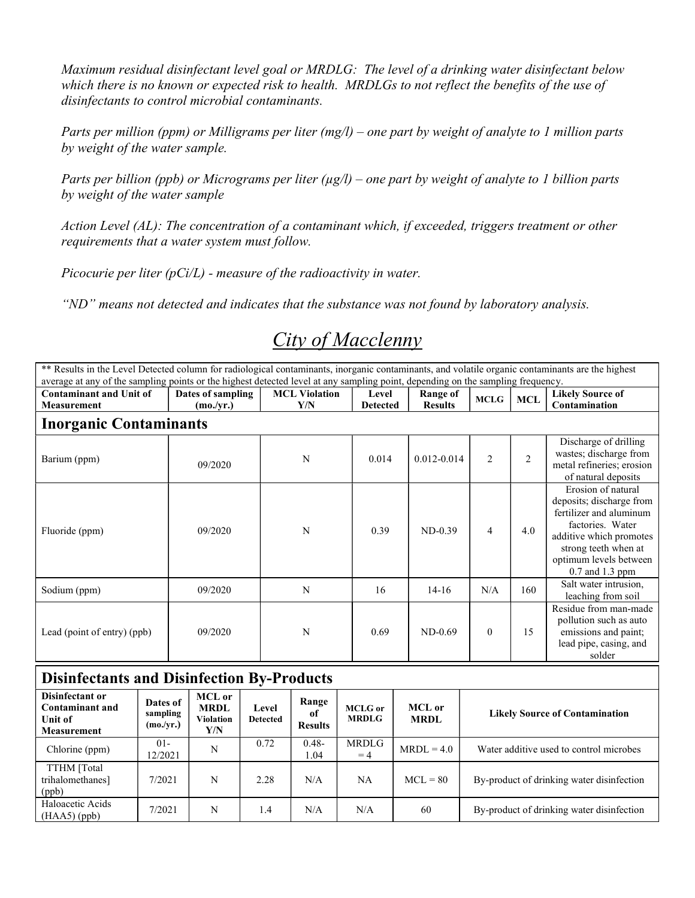*Maximum residual disinfectant level goal or MRDLG: The level of a drinking water disinfectant below which there is no known or expected risk to health. MRDLGs to not reflect the benefits of the use of disinfectants to control microbial contaminants.*

*Parts per million (ppm) or Milligrams per liter (mg/l) – one part by weight of analyte to 1 million parts by weight of the water sample.*

*Parts per billion (ppb) or Micrograms per liter (µg/l) – one part by weight of analyte to 1 billion parts by weight of the water sample*

*Action Level (AL): The concentration of a contaminant which, if exceeded, triggers treatment or other requirements that a water system must follow.*

*Picocurie per liter (pCi/L) - measure of the radioactivity in water.*

*"ND" means not detected and indicates that the substance was not found by laboratory analysis.*

# *City of Macclenny*

** Results in the Level Detected column for radiological contaminants, inorganic contaminants, and volatile organic contaminants are the highest average at any of the sampling points or the highest detected level at any sampling point, depending on the sampling frequency.

| Contaminant and Unit of Measurement | Dates of sampling (mo./yr.) | MCL Violation Y/N | Level Detected | Range of Results | MCLG | MCL | Likely Source of Contamination |
|---|---|---|---|---|---|---|---|
| **Inorganic Contaminants** | | | | | | | |
| Barium (ppm) | 09/2020 | N | 0.014 | 0.012-0.014 | 2 | 2 | Discharge of drilling wastes; discharge from metal refineries; erosion of natural deposits |
| Fluoride (ppm) | 09/2020 | N | 0.39 | ND-0.39 | 4 | 4.0 | Erosion of natural deposits; discharge from fertilizer and aluminum factories. Water additive which promotes strong teeth when at optimum levels between 0.7 and 1.3 ppm |
| Sodium (ppm) | 09/2020 | N | 16 | 14-16 | N/A | 160 | Salt water intrusion, leaching from soil |
| Lead (point of entry) (ppb) | 09/2020 | N | 0.69 | ND-0.69 | 0 | 15 | Residue from man-made pollution such as auto emissions and paint; lead pipe, casing, and solder |

## Disinfectants and Disinfection By-Products

| Disinfectant or Contaminant and Unit of Measurement | Dates of sampling (mo./yr.) | MCL or MRDL Violation Y/N | Level Detected | Range of Results | MCLG or MRDLG | MCL or MRDL | Likely Source of Contamination |
|---|---|---|---|---|---|---|---|
| Chlorine (ppm) | 01-12/2021 | N | 0.72 | 0.48-1.04 | MRDLG = 4 | MRDL = 4.0 | Water additive used to control microbes |
| TTHM [Total trihalomethanes] (ppb) | 7/2021 | N | 2.28 | N/A | NA | MCL = 80 | By-product of drinking water disinfection |
| Haloacetic Acids (HAA5) (ppb) | 7/2021 | N | 1.4 | N/A | N/A | 60 | By-product of drinking water disinfection |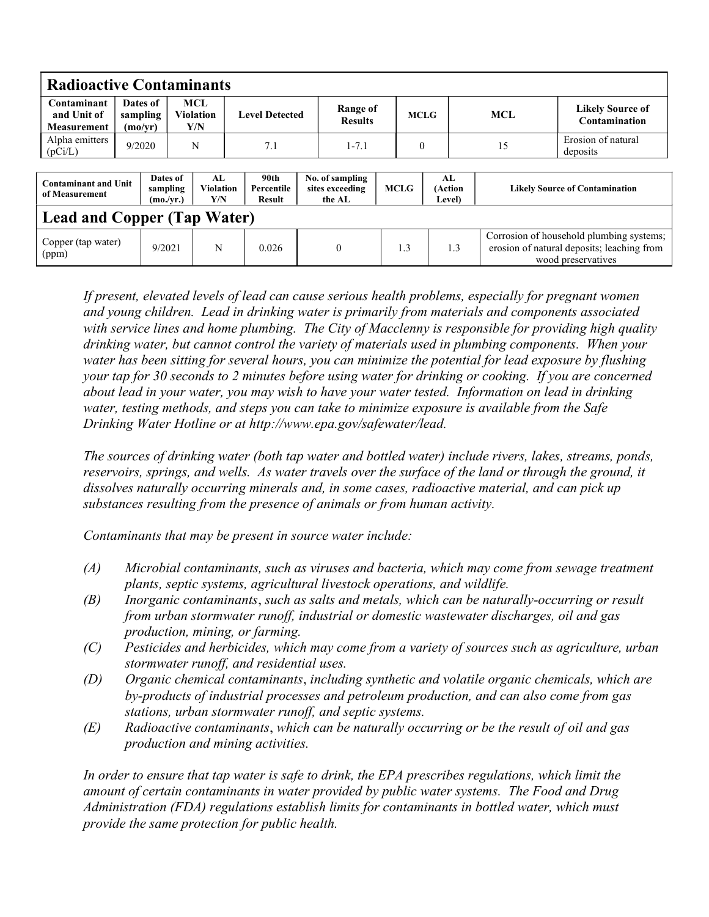## Radioactive Contaminants

| Contaminant and Unit of Measurement | Dates of sampling (mo/yr) | MCL Violation Y/N | Level Detected | Range of Results | MCLG | MCL | Likely Source of Contamination |
|---|---|---|---|---|---|---|---|
| Alpha emitters (pCi/L) | 9/2020 | N | 7.1 | 1-7.1 | 0 | 15 | Erosion of natural deposits |

| Contaminant and Unit of Measurement | Dates of sampling (mo./yr.) | AL Violation Y/N | 90th Percentile Result | No. of sampling sites exceeding the AL | MCLG | AL (Action Level) | Likely Source of Contamination |
|---|---|---|---|---|---|---|---|
| **Lead and Copper (Tap Water)** | | | | | | | |
| Copper (tap water) (ppm) | 9/2021 | N | 0.026 | 0 | 1.3 | 1.3 | Corrosion of household plumbing systems; erosion of natural deposits; leaching from wood preservatives |

*If present, elevated levels of lead can cause serious health problems, especially for pregnant women and young children. Lead in drinking water is primarily from materials and components associated with service lines and home plumbing. The City of Macclenny is responsible for providing high quality drinking water, but cannot control the variety of materials used in plumbing components. When your water has been sitting for several hours, you can minimize the potential for lead exposure by flushing your tap for 30 seconds to 2 minutes before using water for drinking or cooking. If you are concerned about lead in your water, you may wish to have your water tested. Information on lead in drinking water, testing methods, and steps you can take to minimize exposure is available from the Safe Drinking Water Hotline or at http://www.epa.gov/safewater/lead.*

*The sources of drinking water (both tap water and bottled water) include rivers, lakes, streams, ponds, reservoirs, springs, and wells. As water travels over the surface of the land or through the ground, it dissolves naturally occurring minerals and, in some cases, radioactive material, and can pick up substances resulting from the presence of animals or from human activity.*

*Contaminants that may be present in source water include:*

- *(A) Microbial contaminants, such as viruses and bacteria, which may come from sewage treatment plants, septic systems, agricultural livestock operations, and wildlife.*
- *(B) Inorganic contaminants, such as salts and metals, which can be naturally-occurring or result from urban stormwater runoff, industrial or domestic wastewater discharges, oil and gas production, mining, or farming.*
- *(C) Pesticides and herbicides, which may come from a variety of sources such as agriculture, urban stormwater runoff, and residential uses.*
- *(D) Organic chemical contaminants, including synthetic and volatile organic chemicals, which are by-products of industrial processes and petroleum production, and can also come from gas stations, urban stormwater runoff, and septic systems.*
- *(E) Radioactive contaminants, which can be naturally occurring or be the result of oil and gas production and mining activities.*

*In order to ensure that tap water is safe to drink, the EPA prescribes regulations, which limit the amount of certain contaminants in water provided by public water systems. The Food and Drug Administration (FDA) regulations establish limits for contaminants in bottled water, which must provide the same protection for public health.*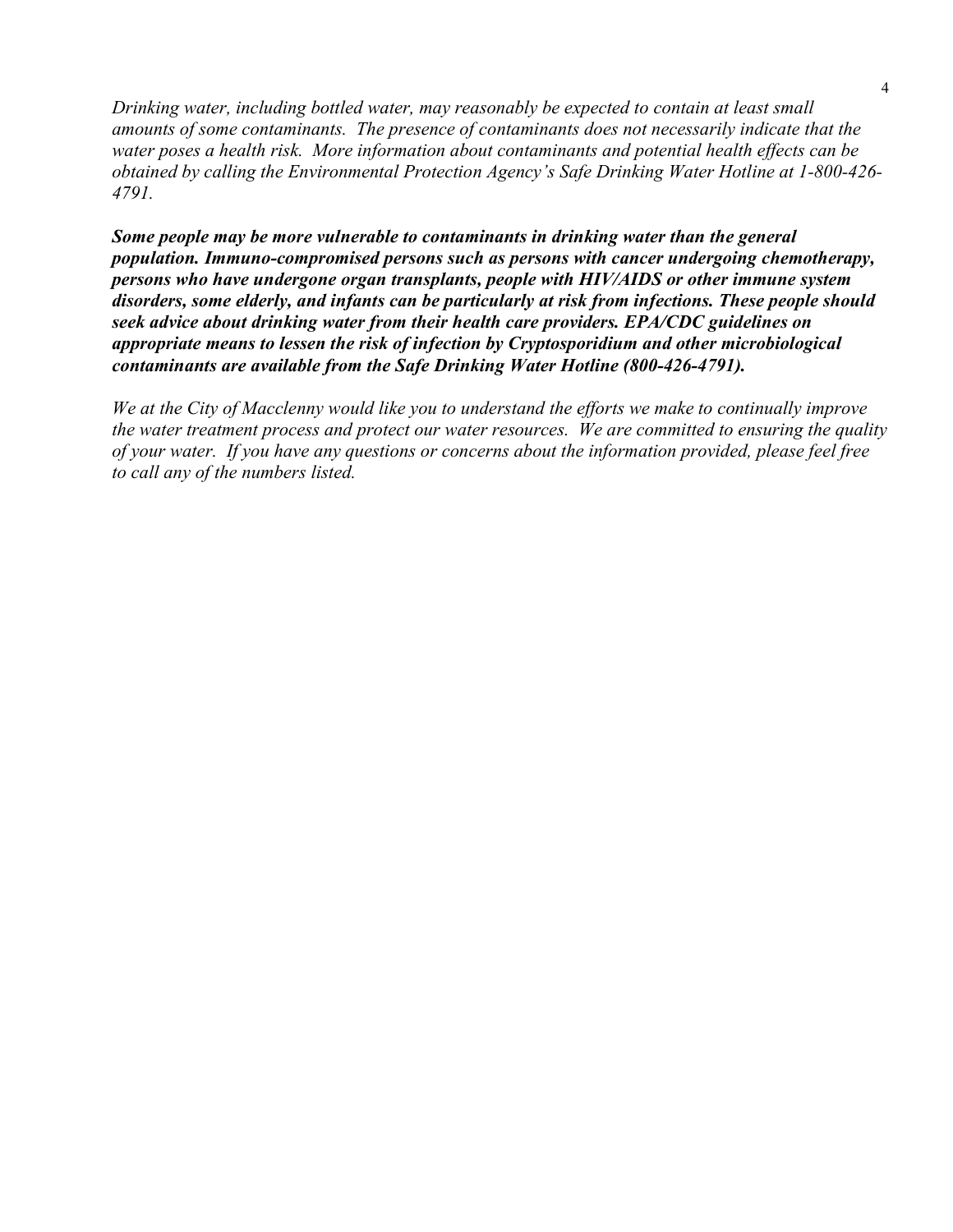*Drinking water, including bottled water, may reasonably be expected to contain at least small amounts of some contaminants. The presence of contaminants does not necessarily indicate that the water poses a health risk. More information about contaminants and potential health effects can be obtained by calling the Environmental Protection Agency's Safe Drinking Water Hotline at 1-800-426-4791.*

***Some people may be more vulnerable to contaminants in drinking water than the general population. Immuno-compromised persons such as persons with cancer undergoing chemotherapy, persons who have undergone organ transplants, people with HIV/AIDS or other immune system disorders, some elderly, and infants can be particularly at risk from infections. These people should seek advice about drinking water from their health care providers. EPA/CDC guidelines on appropriate means to lessen the risk of infection by Cryptosporidium and other microbiological contaminants are available from the Safe Drinking Water Hotline (800-426-4791).***

*We at the City of Macclenny would like you to understand the efforts we make to continually improve the water treatment process and protect our water resources. We are committed to ensuring the quality of your water. If you have any questions or concerns about the information provided, please feel free to call any of the numbers listed.*